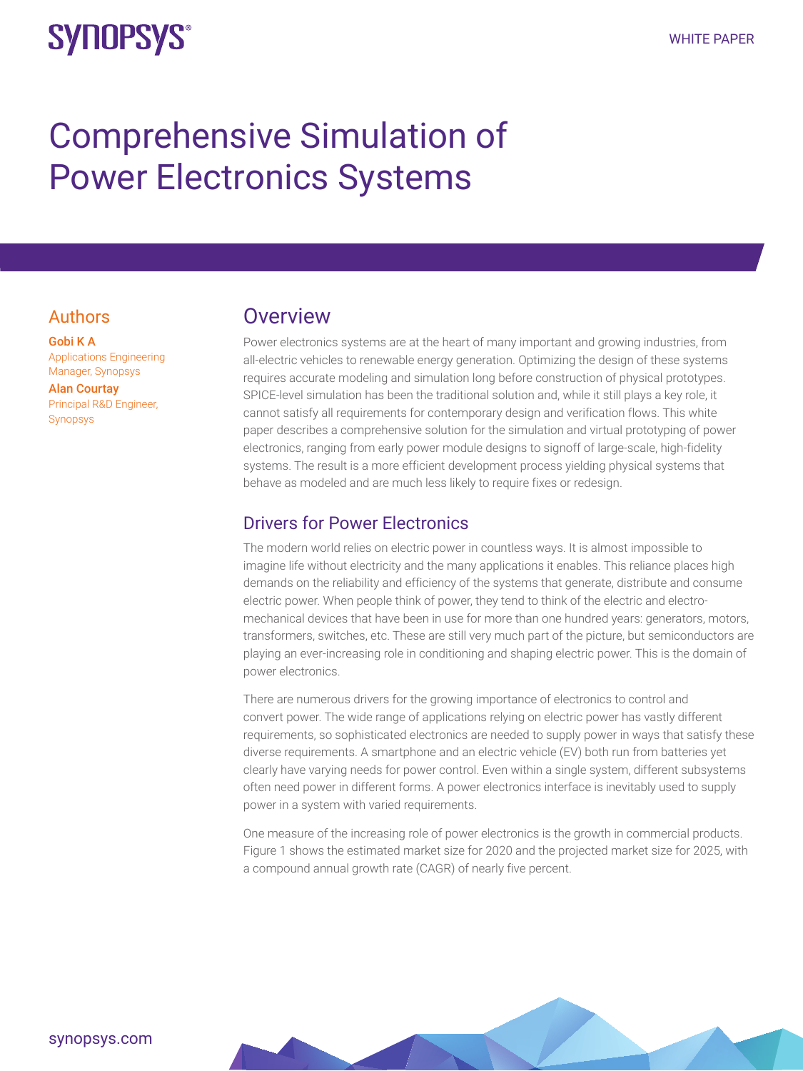WHITE PAPER

# Comprehensive Simulation of Power Electronics Systems

## Authors

**Gobi K A**
Applications Engineering Manager, Synopsys

**Alan Courtay**
Principal R&D Engineer, Synopsys

## Overview

Power electronics systems are at the heart of many important and growing industries, from all-electric vehicles to renewable energy generation. Optimizing the design of these systems requires accurate modeling and simulation long before construction of physical prototypes. SPICE-level simulation has been the traditional solution and, while it still plays a key role, it cannot satisfy all requirements for contemporary design and verification flows. This white paper describes a comprehensive solution for the simulation and virtual prototyping of power electronics, ranging from early power module designs to signoff of large-scale, high-fidelity systems. The result is a more efficient development process yielding physical systems that behave as modeled and are much less likely to require fixes or redesign.

### Drivers for Power Electronics

The modern world relies on electric power in countless ways. It is almost impossible to imagine life without electricity and the many applications it enables. This reliance places high demands on the reliability and efficiency of the systems that generate, distribute and consume electric power. When people think of power, they tend to think of the electric and electro-mechanical devices that have been in use for more than one hundred years: generators, motors, transformers, switches, etc. These are still very much part of the picture, but semiconductors are playing an ever-increasing role in conditioning and shaping electric power. This is the domain of power electronics.

There are numerous drivers for the growing importance of electronics to control and convert power. The wide range of applications relying on electric power has vastly different requirements, so sophisticated electronics are needed to supply power in ways that satisfy these diverse requirements. A smartphone and an electric vehicle (EV) both run from batteries yet clearly have varying needs for power control. Even within a single system, different subsystems often need power in different forms. A power electronics interface is inevitably used to supply power in a system with varied requirements.

One measure of the increasing role of power electronics is the growth in commercial products. Figure 1 shows the estimated market size for 2020 and the projected market size for 2025, with a compound annual growth rate (CAGR) of nearly five percent.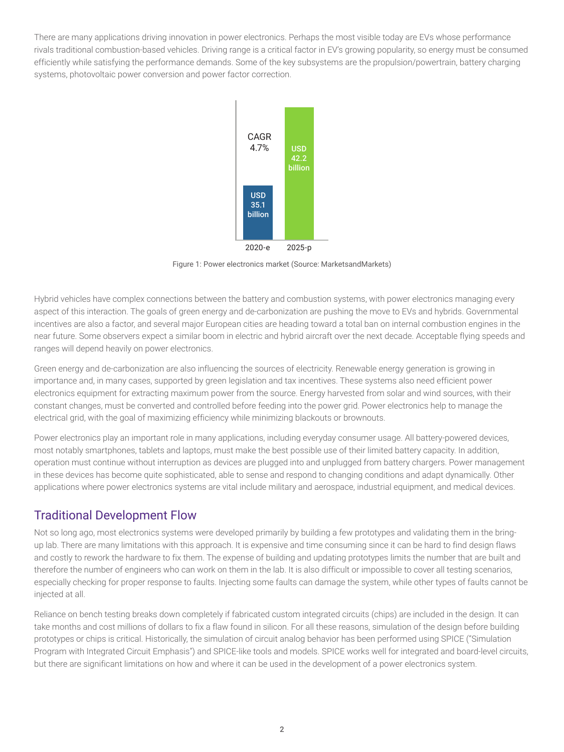There are many applications driving innovation in power electronics. Perhaps the most visible today are EVs whose performance rivals traditional combustion-based vehicles. Driving range is a critical factor in EV's growing popularity, so energy must be consumed efficiently while satisfying the performance demands. Some of the key subsystems are the propulsion/powertrain, battery charging systems, photovoltaic power conversion and power factor correction.

CAGR 4.7%

USD 35.1 billion | USD 42.2 billion

2020-e | 2025-p

Figure 1: Power electronics market (Source: MarketsandMarkets)

Hybrid vehicles have complex connections between the battery and combustion systems, with power electronics managing every aspect of this interaction. The goals of green energy and de-carbonization are pushing the move to EVs and hybrids. Governmental incentives are also a factor, and several major European cities are heading toward a total ban on internal combustion engines in the near future. Some observers expect a similar boom in electric and hybrid aircraft over the next decade. Acceptable flying speeds and ranges will depend heavily on power electronics.

Green energy and de-carbonization are also influencing the sources of electricity. Renewable energy generation is growing in importance and, in many cases, supported by green legislation and tax incentives. These systems also need efficient power electronics equipment for extracting maximum power from the source. Energy harvested from solar and wind sources, with their constant changes, must be converted and controlled before feeding into the power grid. Power electronics help to manage the electrical grid, with the goal of maximizing efficiency while minimizing blackouts or brownouts.

Power electronics play an important role in many applications, including everyday consumer usage. All battery-powered devices, most notably smartphones, tablets and laptops, must make the best possible use of their limited battery capacity. In addition, operation must continue without interruption as devices are plugged into and unplugged from battery chargers. Power management in these devices has become quite sophisticated, able to sense and respond to changing conditions and adapt dynamically. Other applications where power electronics systems are vital include military and aerospace, industrial equipment, and medical devices.

## Traditional Development Flow

Not so long ago, most electronics systems were developed primarily by building a few prototypes and validating them in the bring-up lab. There are many limitations with this approach. It is expensive and time consuming since it can be hard to find design flaws and costly to rework the hardware to fix them. The expense of building and updating prototypes limits the number that are built and therefore the number of engineers who can work on them in the lab. It is also difficult or impossible to cover all testing scenarios, especially checking for proper response to faults. Injecting some faults can damage the system, while other types of faults cannot be injected at all.

Reliance on bench testing breaks down completely if fabricated custom integrated circuits (chips) are included in the design. It can take months and cost millions of dollars to fix a flaw found in silicon. For all these reasons, simulation of the design before building prototypes or chips is critical. Historically, the simulation of circuit analog behavior has been performed using SPICE ("Simulation Program with Integrated Circuit Emphasis") and SPICE-like tools and models. SPICE works well for integrated and board-level circuits, but there are significant limitations on how and where it can be used in the development of a power electronics system.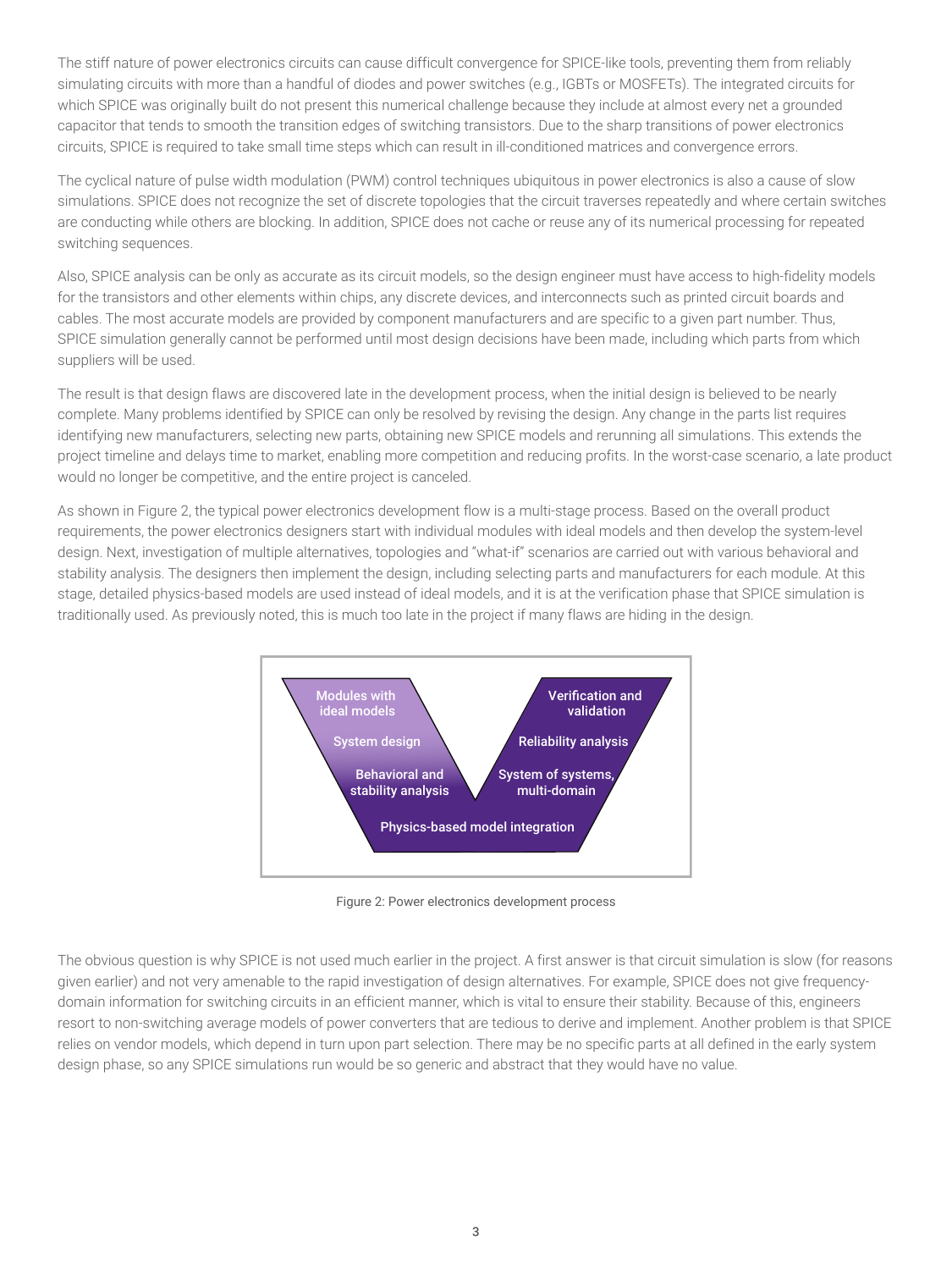The stiff nature of power electronics circuits can cause difficult convergence for SPICE-like tools, preventing them from reliably simulating circuits with more than a handful of diodes and power switches (e.g., IGBTs or MOSFETs). The integrated circuits for which SPICE was originally built do not present this numerical challenge because they include at almost every net a grounded capacitor that tends to smooth the transition edges of switching transistors. Due to the sharp transitions of power electronics circuits, SPICE is required to take small time steps which can result in ill-conditioned matrices and convergence errors.

The cyclical nature of pulse width modulation (PWM) control techniques ubiquitous in power electronics is also a cause of slow simulations. SPICE does not recognize the set of discrete topologies that the circuit traverses repeatedly and where certain switches are conducting while others are blocking. In addition, SPICE does not cache or reuse any of its numerical processing for repeated switching sequences.

Also, SPICE analysis can be only as accurate as its circuit models, so the design engineer must have access to high-fidelity models for the transistors and other elements within chips, any discrete devices, and interconnects such as printed circuit boards and cables. The most accurate models are provided by component manufacturers and are specific to a given part number. Thus, SPICE simulation generally cannot be performed until most design decisions have been made, including which parts from which suppliers will be used.

The result is that design flaws are discovered late in the development process, when the initial design is believed to be nearly complete. Many problems identified by SPICE can only be resolved by revising the design. Any change in the parts list requires identifying new manufacturers, selecting new parts, obtaining new SPICE models and rerunning all simulations. This extends the project timeline and delays time to market, enabling more competition and reducing profits. In the worst-case scenario, a late product would no longer be competitive, and the entire project is canceled.

As shown in Figure 2, the typical power electronics development flow is a multi-stage process. Based on the overall product requirements, the power electronics designers start with individual modules with ideal models and then develop the system-level design. Next, investigation of multiple alternatives, topologies and "what-if" scenarios are carried out with various behavioral and stability analysis. The designers then implement the design, including selecting parts and manufacturers for each module. At this stage, detailed physics-based models are used instead of ideal models, and it is at the verification phase that SPICE simulation is traditionally used. As previously noted, this is much too late in the project if many flaws are hiding in the design.

Modules with ideal models

System design

Behavioral and stability analysis

Physics-based model integration

System of systems, multi-domain

Reliability analysis

Verification and validation

Figure 2: Power electronics development process

The obvious question is why SPICE is not used much earlier in the project. A first answer is that circuit simulation is slow (for reasons given earlier) and not very amenable to the rapid investigation of design alternatives. For example, SPICE does not give frequency-domain information for switching circuits in an efficient manner, which is vital to ensure their stability. Because of this, engineers resort to non-switching average models of power converters that are tedious to derive and implement. Another problem is that SPICE relies on vendor models, which depend in turn upon part selection. There may be no specific parts at all defined in the early system design phase, so any SPICE simulations run would be so generic and abstract that they would have no value.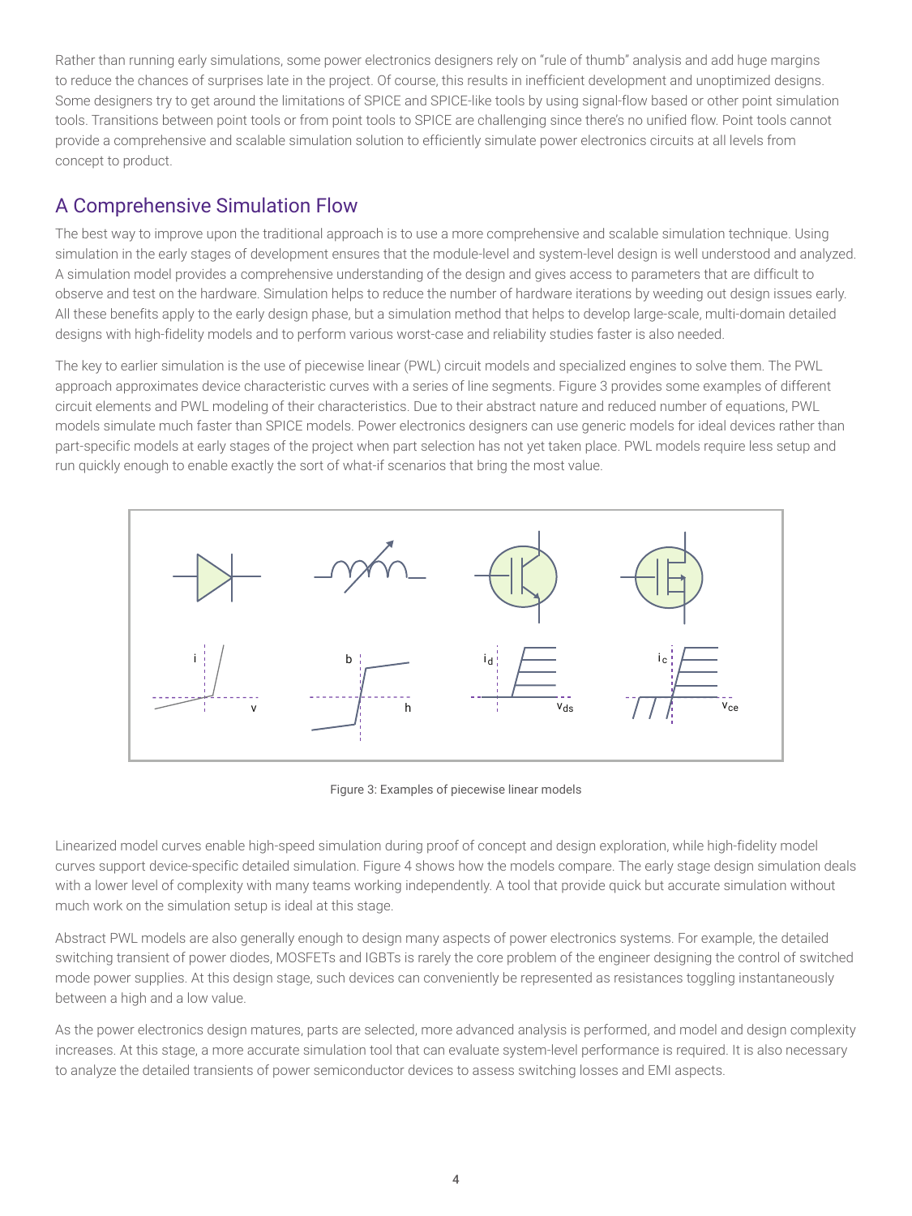Rather than running early simulations, some power electronics designers rely on "rule of thumb" analysis and add huge margins to reduce the chances of surprises late in the project. Of course, this results in inefficient development and unoptimized designs. Some designers try to get around the limitations of SPICE and SPICE-like tools by using signal-flow based or other point simulation tools. Transitions between point tools or from point tools to SPICE are challenging since there's no unified flow. Point tools cannot provide a comprehensive and scalable simulation solution to efficiently simulate power electronics circuits at all levels from concept to product.

## A Comprehensive Simulation Flow

The best way to improve upon the traditional approach is to use a more comprehensive and scalable simulation technique. Using simulation in the early stages of development ensures that the module-level and system-level design is well understood and analyzed. A simulation model provides a comprehensive understanding of the design and gives access to parameters that are difficult to observe and test on the hardware. Simulation helps to reduce the number of hardware iterations by weeding out design issues early. All these benefits apply to the early design phase, but a simulation method that helps to develop large-scale, multi-domain detailed designs with high-fidelity models and to perform various worst-case and reliability studies faster is also needed.

The key to earlier simulation is the use of piecewise linear (PWL) circuit models and specialized engines to solve them. The PWL approach approximates device characteristic curves with a series of line segments. Figure 3 provides some examples of different circuit elements and PWL modeling of their characteristics. Due to their abstract nature and reduced number of equations, PWL models simulate much faster than SPICE models. Power electronics designers can use generic models for ideal devices rather than part-specific models at early stages of the project when part selection has not yet taken place. PWL models require less setup and run quickly enough to enable exactly the sort of what-if scenarios that bring the most value.

Figure 3: Examples of piecewise linear models

Linearized model curves enable high-speed simulation during proof of concept and design exploration, while high-fidelity model curves support device-specific detailed simulation. Figure 4 shows how the models compare. The early stage design simulation deals with a lower level of complexity with many teams working independently. A tool that provide quick but accurate simulation without much work on the simulation setup is ideal at this stage.

Abstract PWL models are also generally enough to design many aspects of power electronics systems. For example, the detailed switching transient of power diodes, MOSFETs and IGBTs is rarely the core problem of the engineer designing the control of switched mode power supplies. At this design stage, such devices can conveniently be represented as resistances toggling instantaneously between a high and a low value.

As the power electronics design matures, parts are selected, more advanced analysis is performed, and model and design complexity increases. At this stage, a more accurate simulation tool that can evaluate system-level performance is required. It is also necessary to analyze the detailed transients of power semiconductor devices to assess switching losses and EMI aspects.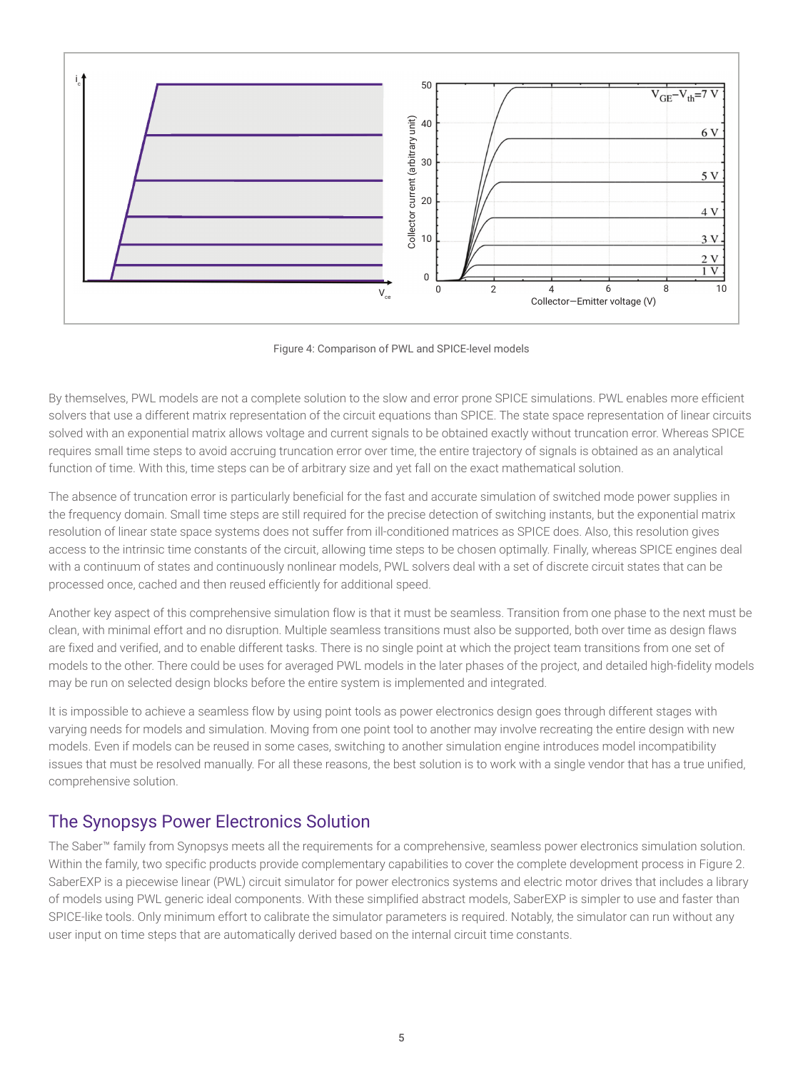Figure 4: Comparison of PWL and SPICE-level models

By themselves, PWL models are not a complete solution to the slow and error prone SPICE simulations. PWL enables more efficient solvers that use a different matrix representation of the circuit equations than SPICE. The state space representation of linear circuits solved with an exponential matrix allows voltage and current signals to be obtained exactly without truncation error. Whereas SPICE requires small time steps to avoid accruing truncation error over time, the entire trajectory of signals is obtained as an analytical function of time. With this, time steps can be of arbitrary size and yet fall on the exact mathematical solution.

The absence of truncation error is particularly beneficial for the fast and accurate simulation of switched mode power supplies in the frequency domain. Small time steps are still required for the precise detection of switching instants, but the exponential matrix resolution of linear state space systems does not suffer from ill-conditioned matrices as SPICE does. Also, this resolution gives access to the intrinsic time constants of the circuit, allowing time steps to be chosen optimally. Finally, whereas SPICE engines deal with a continuum of states and continuously nonlinear models, PWL solvers deal with a set of discrete circuit states that can be processed once, cached and then reused efficiently for additional speed.

Another key aspect of this comprehensive simulation flow is that it must be seamless. Transition from one phase to the next must be clean, with minimal effort and no disruption. Multiple seamless transitions must also be supported, both over time as design flaws are fixed and verified, and to enable different tasks. There is no single point at which the project team transitions from one set of models to the other. There could be uses for averaged PWL models in the later phases of the project, and detailed high-fidelity models may be run on selected design blocks before the entire system is implemented and integrated.

It is impossible to achieve a seamless flow by using point tools as power electronics design goes through different stages with varying needs for models and simulation. Moving from one point tool to another may involve recreating the entire design with new models. Even if models can be reused in some cases, switching to another simulation engine introduces model incompatibility issues that must be resolved manually. For all these reasons, the best solution is to work with a single vendor that has a true unified, comprehensive solution.

## The Synopsys Power Electronics Solution

The Saber™ family from Synopsys meets all the requirements for a comprehensive, seamless power electronics simulation solution. Within the family, two specific products provide complementary capabilities to cover the complete development process in Figure 2. SaberEXP is a piecewise linear (PWL) circuit simulator for power electronics systems and electric motor drives that includes a library of models using PWL generic ideal components. With these simplified abstract models, SaberEXP is simpler to use and faster than SPICE-like tools. Only minimum effort to calibrate the simulator parameters is required. Notably, the simulator can run without any user input on time steps that are automatically derived based on the internal circuit time constants.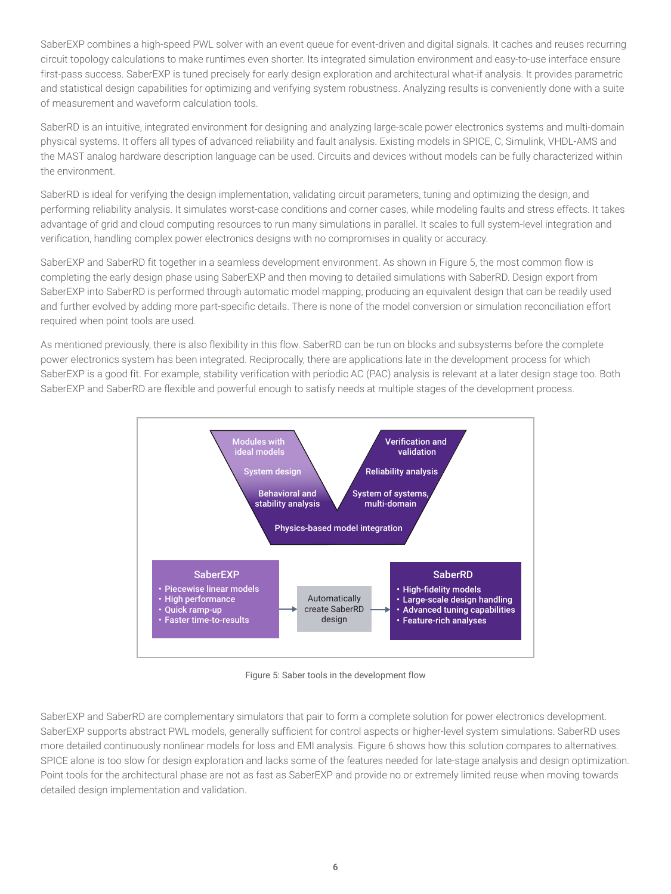SaberEXP combines a high-speed PWL solver with an event queue for event-driven and digital signals. It caches and reuses recurring circuit topology calculations to make runtimes even shorter. Its integrated simulation environment and easy-to-use interface ensure first-pass success. SaberEXP is tuned precisely for early design exploration and architectural what-if analysis. It provides parametric and statistical design capabilities for optimizing and verifying system robustness. Analyzing results is conveniently done with a suite of measurement and waveform calculation tools.

SaberRD is an intuitive, integrated environment for designing and analyzing large-scale power electronics systems and multi-domain physical systems. It offers all types of advanced reliability and fault analysis. Existing models in SPICE, C, Simulink, VHDL-AMS and the MAST analog hardware description language can be used. Circuits and devices without models can be fully characterized within the environment.

SaberRD is ideal for verifying the design implementation, validating circuit parameters, tuning and optimizing the design, and performing reliability analysis. It simulates worst-case conditions and corner cases, while modeling faults and stress effects. It takes advantage of grid and cloud computing resources to run many simulations in parallel. It scales to full system-level integration and verification, handling complex power electronics designs with no compromises in quality or accuracy.

SaberEXP and SaberRD fit together in a seamless development environment. As shown in Figure 5, the most common flow is completing the early design phase using SaberEXP and then moving to detailed simulations with SaberRD. Design export from SaberEXP into SaberRD is performed through automatic model mapping, producing an equivalent design that can be readily used and further evolved by adding more part-specific details. There is none of the model conversion or simulation reconciliation effort required when point tools are used.

As mentioned previously, there is also flexibility in this flow. SaberRD can be run on blocks and subsystems before the complete power electronics system has been integrated. Reciprocally, there are applications late in the development process for which SaberEXP is a good fit. For example, stability verification with periodic AC (PAC) analysis is relevant at a later design stage too. Both SaberEXP and SaberRD are flexible and powerful enough to satisfy needs at multiple stages of the development process.

Modules with ideal models

System design

Behavioral and stability analysis

Physics-based model integration

System of systems, multi-domain

Reliability analysis

Verification and validation

**SaberEXP**
- Piecewise linear models
- High performance
- Quick ramp-up
- Faster time-to-results

Automatically create SaberRD design

**SaberRD**
- High-fidelity models
- Large-scale design handling
- Advanced tuning capabilities
- Feature-rich analyses

Figure 5: Saber tools in the development flow

SaberEXP and SaberRD are complementary simulators that pair to form a complete solution for power electronics development. SaberEXP supports abstract PWL models, generally sufficient for control aspects or higher-level system simulations. SaberRD uses more detailed continuously nonlinear models for loss and EMI analysis. Figure 6 shows how this solution compares to alternatives. SPICE alone is too slow for design exploration and lacks some of the features needed for late-stage analysis and design optimization. Point tools for the architectural phase are not as fast as SaberEXP and provide no or extremely limited reuse when moving towards detailed design implementation and validation.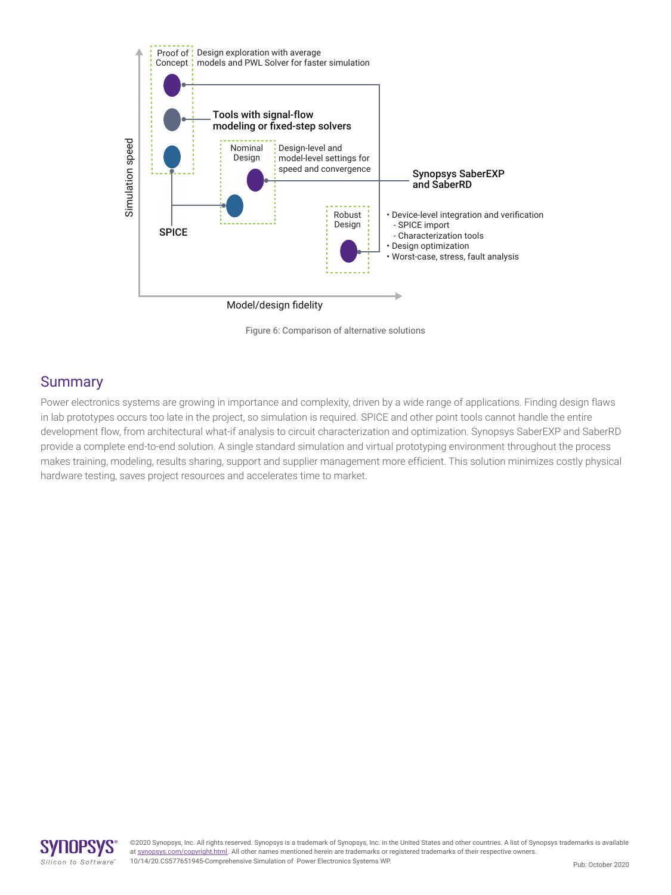Proof of Concept

Design exploration with average models and PWL Solver for faster simulation

Tools with signal-flow modeling or fixed-step solvers

Nominal Design

Design-level and model-level settings for speed and convergence

Synopsys SaberEXP and SaberRD

Robust Design

- Device-level integration and verification
  - SPICE import
  - Characterization tools
- Design optimization
- Worst-case, stress, fault analysis

SPICE

Simulation speed

Model/design fidelity

Figure 6: Comparison of alternative solutions

## Summary

Power electronics systems are growing in importance and complexity, driven by a wide range of applications. Finding design flaws in lab prototypes occurs too late in the project, so simulation is required. SPICE and other point tools cannot handle the entire development flow, from architectural what-if analysis to circuit characterization and optimization. Synopsys SaberEXP and SaberRD provide a complete end-to-end solution. A single standard simulation and virtual prototyping environment throughout the process makes training, modeling, results sharing, support and supplier management more efficient. This solution minimizes costly physical hardware testing, saves project resources and accelerates time to market.

©2020 Synopsys, Inc. All rights reserved. Synopsys is a trademark of Synopsys, Inc. in the United States and other countries. A list of Synopsys trademarks is available at synopsys.com/copyright.html. All other names mentioned herein are trademarks or registered trademarks of their respective owners.
10/14/20.CS577651945-Comprehensive Simulation of Power Electronics Systems WP.

Pub: October 2020